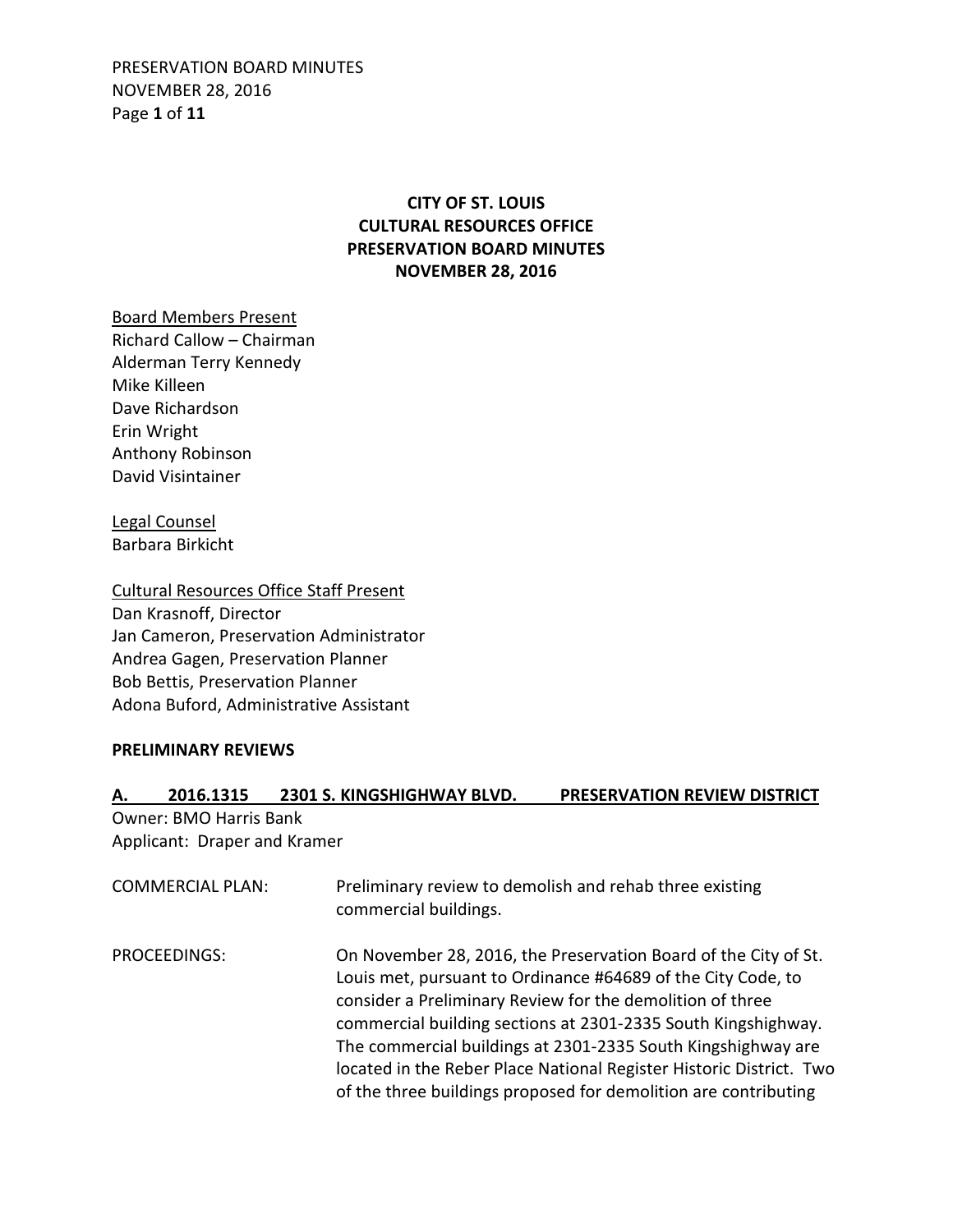# CITY OF ST. LOUIS
# CULTURAL RESOURCES OFFICE
# PRESERVATION BOARD MINUTES
# NOVEMBER 28, 2016

Board Members Present
Richard Callow – Chairman
Alderman Terry Kennedy
Mike Killeen
Dave Richardson
Erin Wright
Anthony Robinson
David Visintainer

Legal Counsel
Barbara Birkicht

Cultural Resources Office Staff Present
Dan Krasnoff, Director
Jan Cameron, Preservation Administrator
Andrea Gagen, Preservation Planner
Bob Bettis, Preservation Planner
Adona Buford, Administrative Assistant

**PRELIMINARY REVIEWS**

**A. 2016.1315 2301 S. KINGSHIGHWAY BLVD. PRESERVATION REVIEW DISTRICT**

Owner: BMO Harris Bank
Applicant: Draper and Kramer

COMMERCIAL PLAN: Preliminary review to demolish and rehab three existing commercial buildings.

PROCEEDINGS: On November 28, 2016, the Preservation Board of the City of St. Louis met, pursuant to Ordinance #64689 of the City Code, to consider a Preliminary Review for the demolition of three commercial building sections at 2301-2335 South Kingshighway. The commercial buildings at 2301-2335 South Kingshighway are located in the Reber Place National Register Historic District. Two of the three buildings proposed for demolition are contributing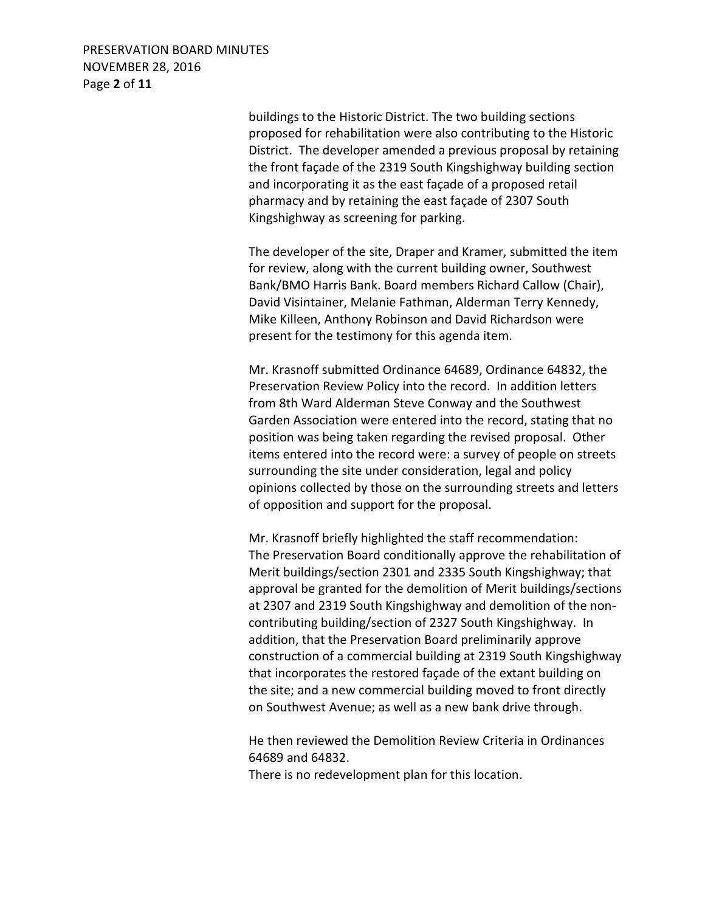buildings to the Historic District. The two building sections proposed for rehabilitation were also contributing to the Historic District. The developer amended a previous proposal by retaining the front façade of the 2319 South Kingshighway building section and incorporating it as the east façade of a proposed retail pharmacy and by retaining the east façade of 2307 South Kingshighway as screening for parking.

The developer of the site, Draper and Kramer, submitted the item for review, along with the current building owner, Southwest Bank/BMO Harris Bank. Board members Richard Callow (Chair), David Visintainer, Melanie Fathman, Alderman Terry Kennedy, Mike Killeen, Anthony Robinson and David Richardson were present for the testimony for this agenda item.

Mr. Krasnoff submitted Ordinance 64689, Ordinance 64832, the Preservation Review Policy into the record. In addition letters from 8th Ward Alderman Steve Conway and the Southwest Garden Association were entered into the record, stating that no position was being taken regarding the revised proposal. Other items entered into the record were: a survey of people on streets surrounding the site under consideration, legal and policy opinions collected by those on the surrounding streets and letters of opposition and support for the proposal.

Mr. Krasnoff briefly highlighted the staff recommendation: The Preservation Board conditionally approve the rehabilitation of Merit buildings/section 2301 and 2335 South Kingshighway; that approval be granted for the demolition of Merit buildings/sections at 2307 and 2319 South Kingshighway and demolition of the non-contributing building/section of 2327 South Kingshighway. In addition, that the Preservation Board preliminarily approve construction of a commercial building at 2319 South Kingshighway that incorporates the restored façade of the extant building on the site; and a new commercial building moved to front directly on Southwest Avenue; as well as a new bank drive through.

He then reviewed the Demolition Review Criteria in Ordinances 64689 and 64832.
There is no redevelopment plan for this location.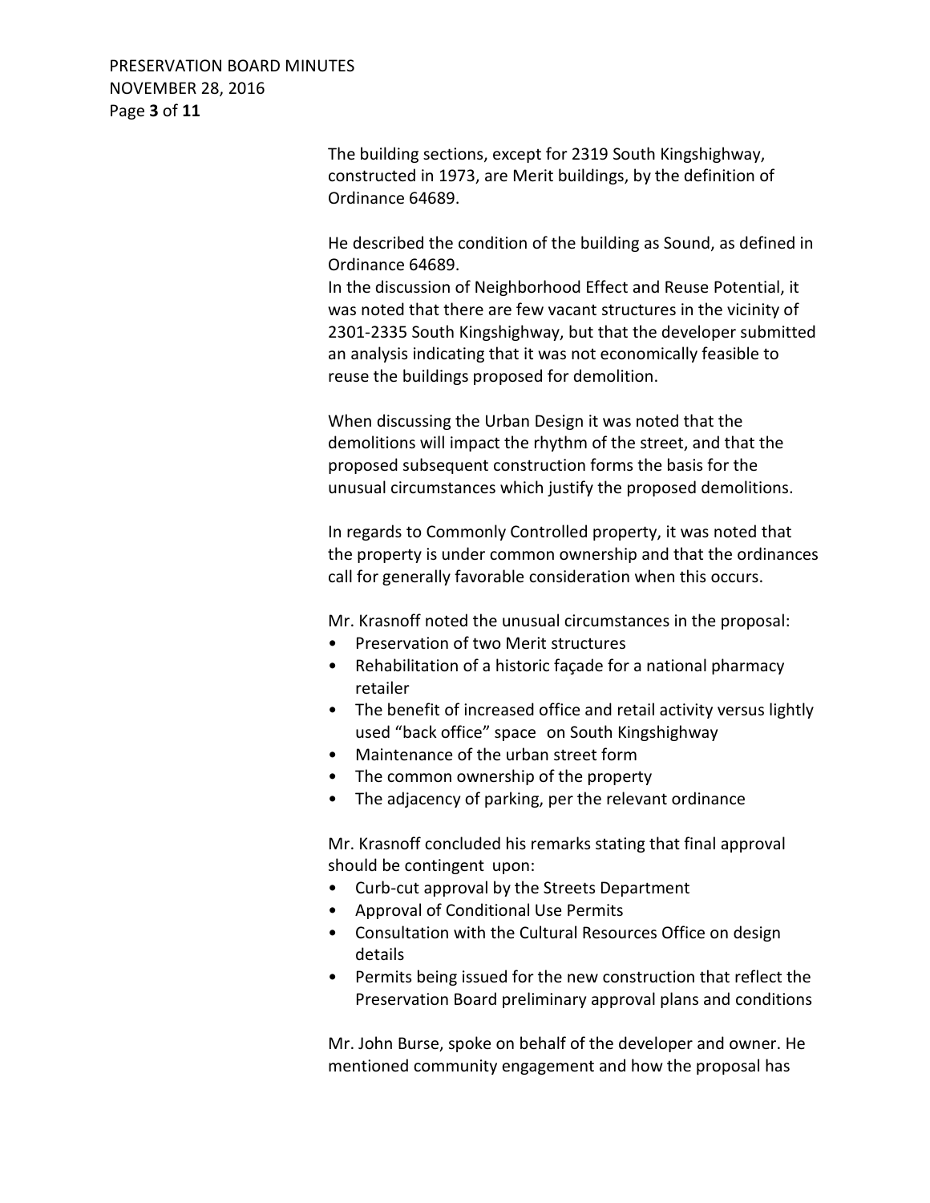The building sections, except for 2319 South Kingshighway, constructed in 1973, are Merit buildings, by the definition of Ordinance 64689.

He described the condition of the building as Sound, as defined in Ordinance 64689.
In the discussion of Neighborhood Effect and Reuse Potential, it was noted that there are few vacant structures in the vicinity of 2301-2335 South Kingshighway, but that the developer submitted an analysis indicating that it was not economically feasible to reuse the buildings proposed for demolition.

When discussing the Urban Design it was noted that the demolitions will impact the rhythm of the street, and that the proposed subsequent construction forms the basis for the unusual circumstances which justify the proposed demolitions.

In regards to Commonly Controlled property, it was noted that the property is under common ownership and that the ordinances call for generally favorable consideration when this occurs.

Mr. Krasnoff noted the unusual circumstances in the proposal:

- Preservation of two Merit structures
- Rehabilitation of a historic façade for a national pharmacy retailer
- The benefit of increased office and retail activity versus lightly used "back office" space on South Kingshighway
- Maintenance of the urban street form
- The common ownership of the property
- The adjacency of parking, per the relevant ordinance

Mr. Krasnoff concluded his remarks stating that final approval should be contingent upon:

- Curb-cut approval by the Streets Department
- Approval of Conditional Use Permits
- Consultation with the Cultural Resources Office on design details
- Permits being issued for the new construction that reflect the Preservation Board preliminary approval plans and conditions

Mr. John Burse, spoke on behalf of the developer and owner. He mentioned community engagement and how the proposal has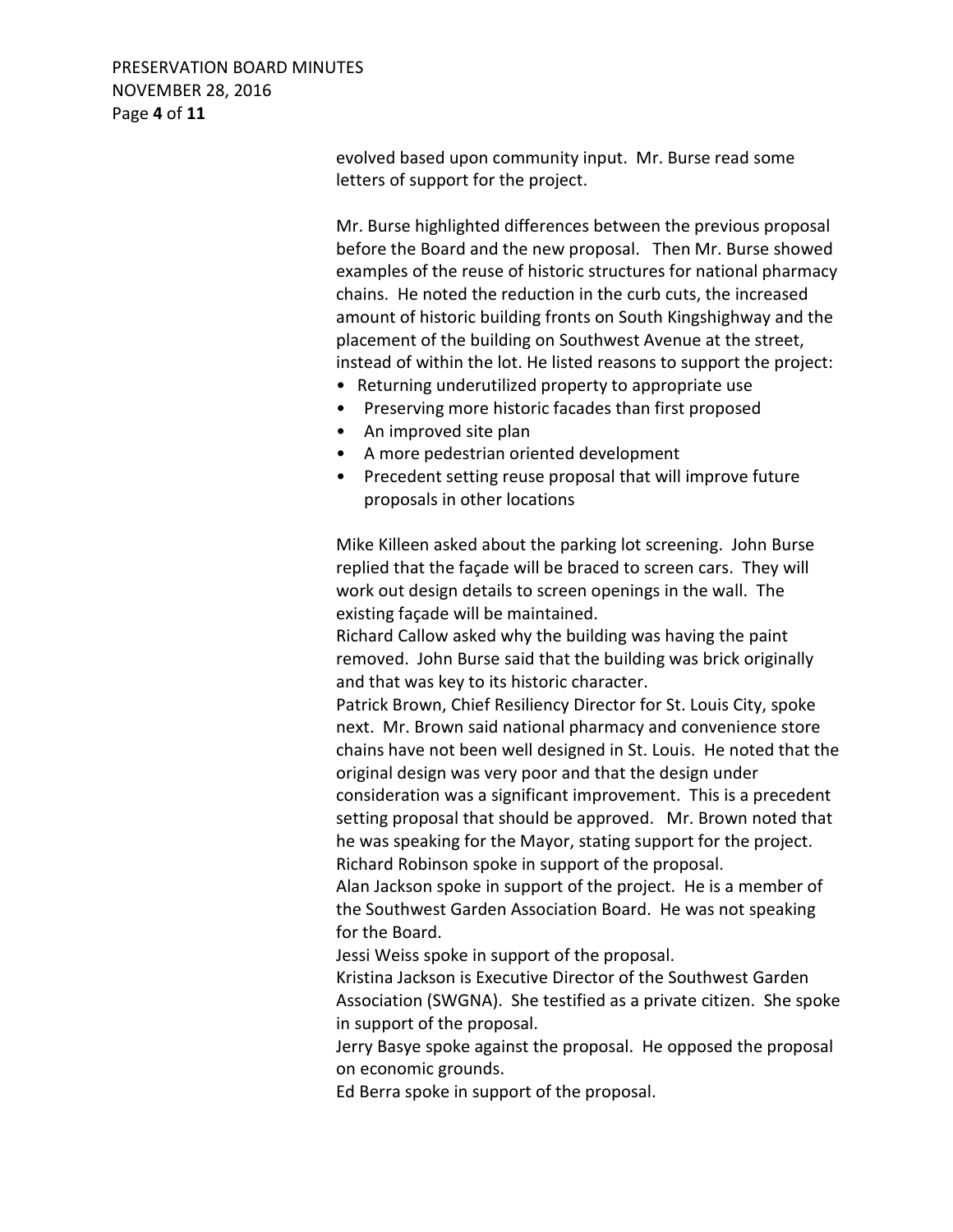evolved based upon community input. Mr. Burse read some letters of support for the project.

Mr. Burse highlighted differences between the previous proposal before the Board and the new proposal. Then Mr. Burse showed examples of the reuse of historic structures for national pharmacy chains. He noted the reduction in the curb cuts, the increased amount of historic building fronts on South Kingshighway and the placement of the building on Southwest Avenue at the street, instead of within the lot. He listed reasons to support the project:

- Returning underutilized property to appropriate use
- Preserving more historic facades than first proposed
- An improved site plan
- A more pedestrian oriented development
- Precedent setting reuse proposal that will improve future proposals in other locations

Mike Killeen asked about the parking lot screening. John Burse replied that the façade will be braced to screen cars. They will work out design details to screen openings in the wall. The existing façade will be maintained.

Richard Callow asked why the building was having the paint removed. John Burse said that the building was brick originally and that was key to its historic character.

Patrick Brown, Chief Resiliency Director for St. Louis City, spoke next. Mr. Brown said national pharmacy and convenience store chains have not been well designed in St. Louis. He noted that the original design was very poor and that the design under consideration was a significant improvement. This is a precedent setting proposal that should be approved. Mr. Brown noted that he was speaking for the Mayor, stating support for the project.

Richard Robinson spoke in support of the proposal.

Alan Jackson spoke in support of the project. He is a member of the Southwest Garden Association Board. He was not speaking for the Board.

Jessi Weiss spoke in support of the proposal.

Kristina Jackson is Executive Director of the Southwest Garden Association (SWGNA). She testified as a private citizen. She spoke in support of the proposal.

Jerry Basye spoke against the proposal. He opposed the proposal on economic grounds.

Ed Berra spoke in support of the proposal.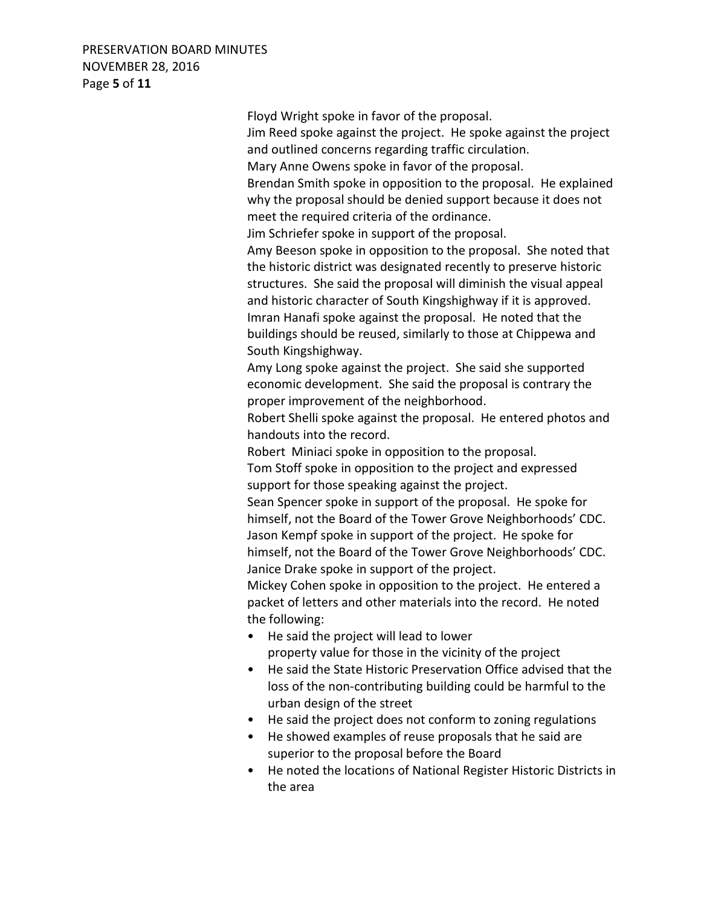Floyd Wright spoke in favor of the proposal.

Jim Reed spoke against the project. He spoke against the project and outlined concerns regarding traffic circulation.

Mary Anne Owens spoke in favor of the proposal.

Brendan Smith spoke in opposition to the proposal. He explained why the proposal should be denied support because it does not meet the required criteria of the ordinance.

Jim Schriefer spoke in support of the proposal.

Amy Beeson spoke in opposition to the proposal. She noted that the historic district was designated recently to preserve historic structures. She said the proposal will diminish the visual appeal and historic character of South Kingshighway if it is approved.

Imran Hanafi spoke against the proposal. He noted that the buildings should be reused, similarly to those at Chippewa and South Kingshighway.

Amy Long spoke against the project. She said she supported economic development. She said the proposal is contrary the proper improvement of the neighborhood.

Robert Shelli spoke against the proposal. He entered photos and handouts into the record.

Robert Miniaci spoke in opposition to the proposal.

Tom Stoff spoke in opposition to the project and expressed support for those speaking against the project.

Sean Spencer spoke in support of the proposal. He spoke for himself, not the Board of the Tower Grove Neighborhoods' CDC.

Jason Kempf spoke in support of the project. He spoke for himself, not the Board of the Tower Grove Neighborhoods' CDC.

Janice Drake spoke in support of the project.

Mickey Cohen spoke in opposition to the project. He entered a packet of letters and other materials into the record. He noted the following:

- He said the project will lead to lower property value for those in the vicinity of the project
- He said the State Historic Preservation Office advised that the loss of the non-contributing building could be harmful to the urban design of the street
- He said the project does not conform to zoning regulations
- He showed examples of reuse proposals that he said are superior to the proposal before the Board
- He noted the locations of National Register Historic Districts in the area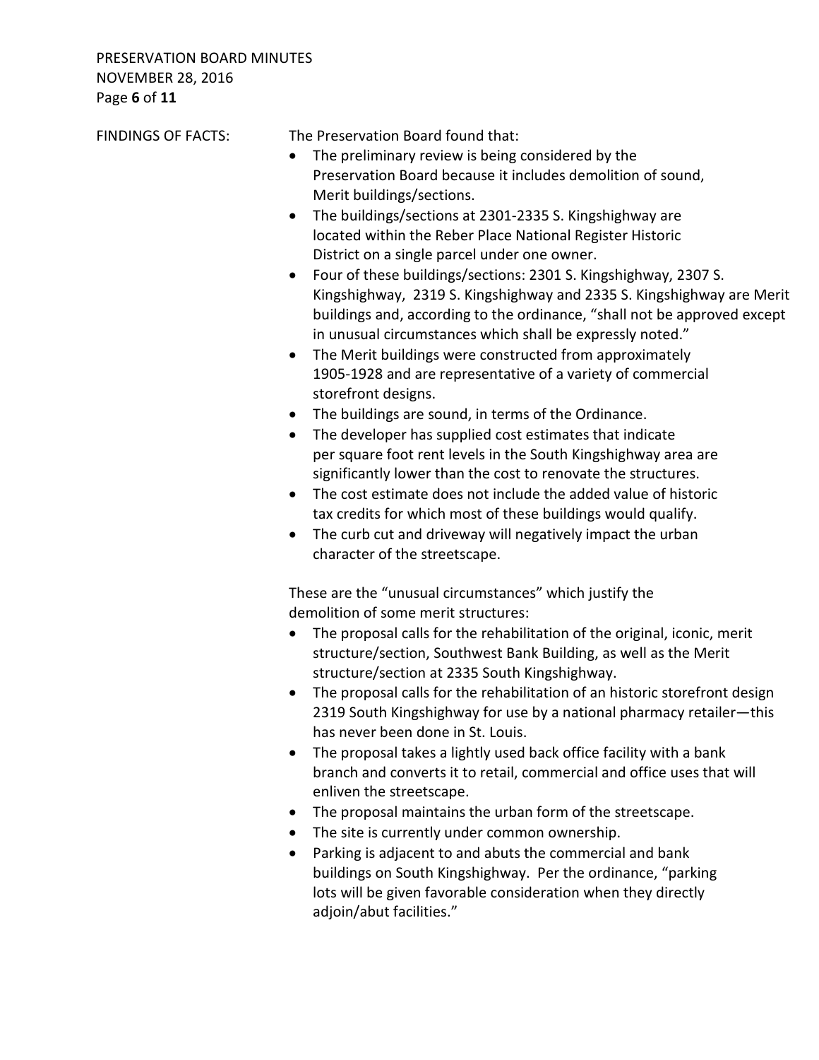FINDINGS OF FACTS: The Preservation Board found that:

- The preliminary review is being considered by the Preservation Board because it includes demolition of sound, Merit buildings/sections.
- The buildings/sections at 2301-2335 S. Kingshighway are located within the Reber Place National Register Historic District on a single parcel under one owner.
- Four of these buildings/sections: 2301 S. Kingshighway, 2307 S. Kingshighway, 2319 S. Kingshighway and 2335 S. Kingshighway are Merit buildings and, according to the ordinance, "shall not be approved except in unusual circumstances which shall be expressly noted."
- The Merit buildings were constructed from approximately 1905-1928 and are representative of a variety of commercial storefront designs.
- The buildings are sound, in terms of the Ordinance.
- The developer has supplied cost estimates that indicate per square foot rent levels in the South Kingshighway area are significantly lower than the cost to renovate the structures.
- The cost estimate does not include the added value of historic tax credits for which most of these buildings would qualify.
- The curb cut and driveway will negatively impact the urban character of the streetscape.

These are the "unusual circumstances" which justify the demolition of some merit structures:

- The proposal calls for the rehabilitation of the original, iconic, merit structure/section, Southwest Bank Building, as well as the Merit structure/section at 2335 South Kingshighway.
- The proposal calls for the rehabilitation of an historic storefront design 2319 South Kingshighway for use by a national pharmacy retailer—this has never been done in St. Louis.
- The proposal takes a lightly used back office facility with a bank branch and converts it to retail, commercial and office uses that will enliven the streetscape.
- The proposal maintains the urban form of the streetscape.
- The site is currently under common ownership.
- Parking is adjacent to and abuts the commercial and bank buildings on South Kingshighway. Per the ordinance, "parking lots will be given favorable consideration when they directly adjoin/abut facilities."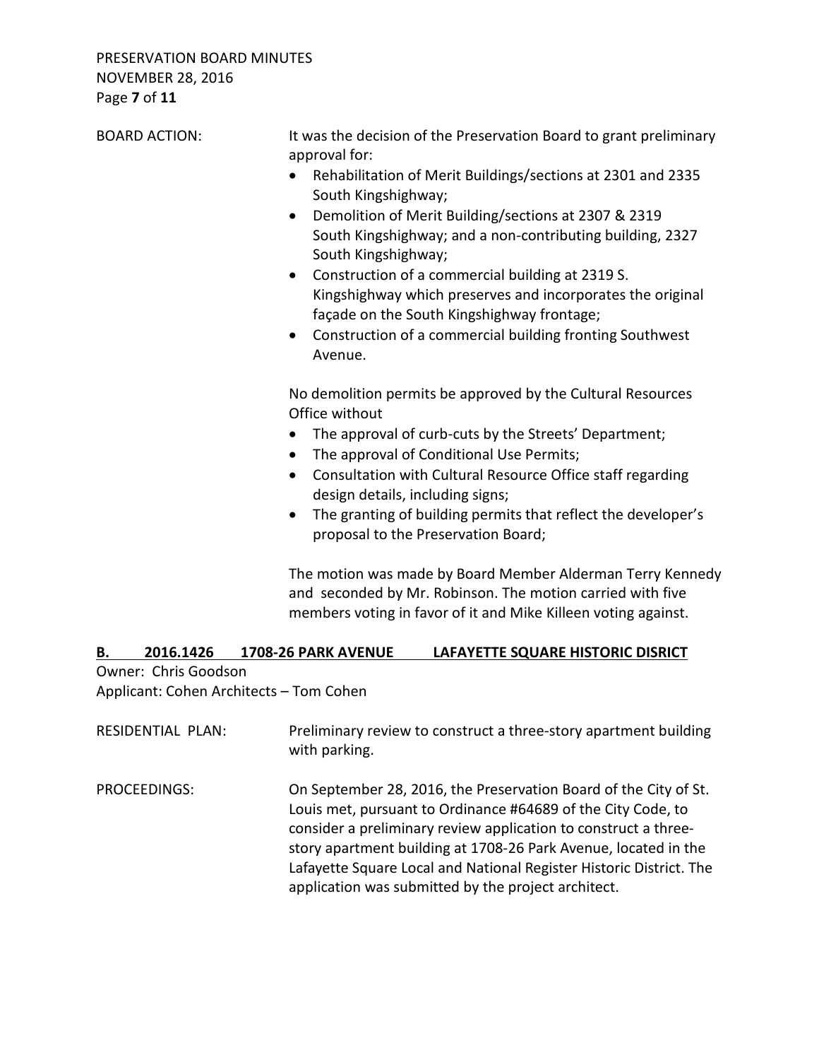BOARD ACTION: It was the decision of the Preservation Board to grant preliminary approval for:

- Rehabilitation of Merit Buildings/sections at 2301 and 2335 South Kingshighway;
- Demolition of Merit Building/sections at 2307 & 2319 South Kingshighway; and a non-contributing building, 2327 South Kingshighway;
- Construction of a commercial building at 2319 S. Kingshighway which preserves and incorporates the original façade on the South Kingshighway frontage;
- Construction of a commercial building fronting Southwest Avenue.

No demolition permits be approved by the Cultural Resources Office without

- The approval of curb-cuts by the Streets' Department;
- The approval of Conditional Use Permits;
- Consultation with Cultural Resource Office staff regarding design details, including signs;
- The granting of building permits that reflect the developer's proposal to the Preservation Board;

The motion was made by Board Member Alderman Terry Kennedy and seconded by Mr. Robinson. The motion carried with five members voting in favor of it and Mike Killeen voting against.

**B. 2016.1426 1708-26 PARK AVENUE LAFAYETTE SQUARE HISTORIC DISRICT**

Owner: Chris Goodson
Applicant: Cohen Architects – Tom Cohen

RESIDENTIAL PLAN: Preliminary review to construct a three-story apartment building with parking.

PROCEEDINGS: On September 28, 2016, the Preservation Board of the City of St. Louis met, pursuant to Ordinance #64689 of the City Code, to consider a preliminary review application to construct a three-story apartment building at 1708-26 Park Avenue, located in the Lafayette Square Local and National Register Historic District. The application was submitted by the project architect.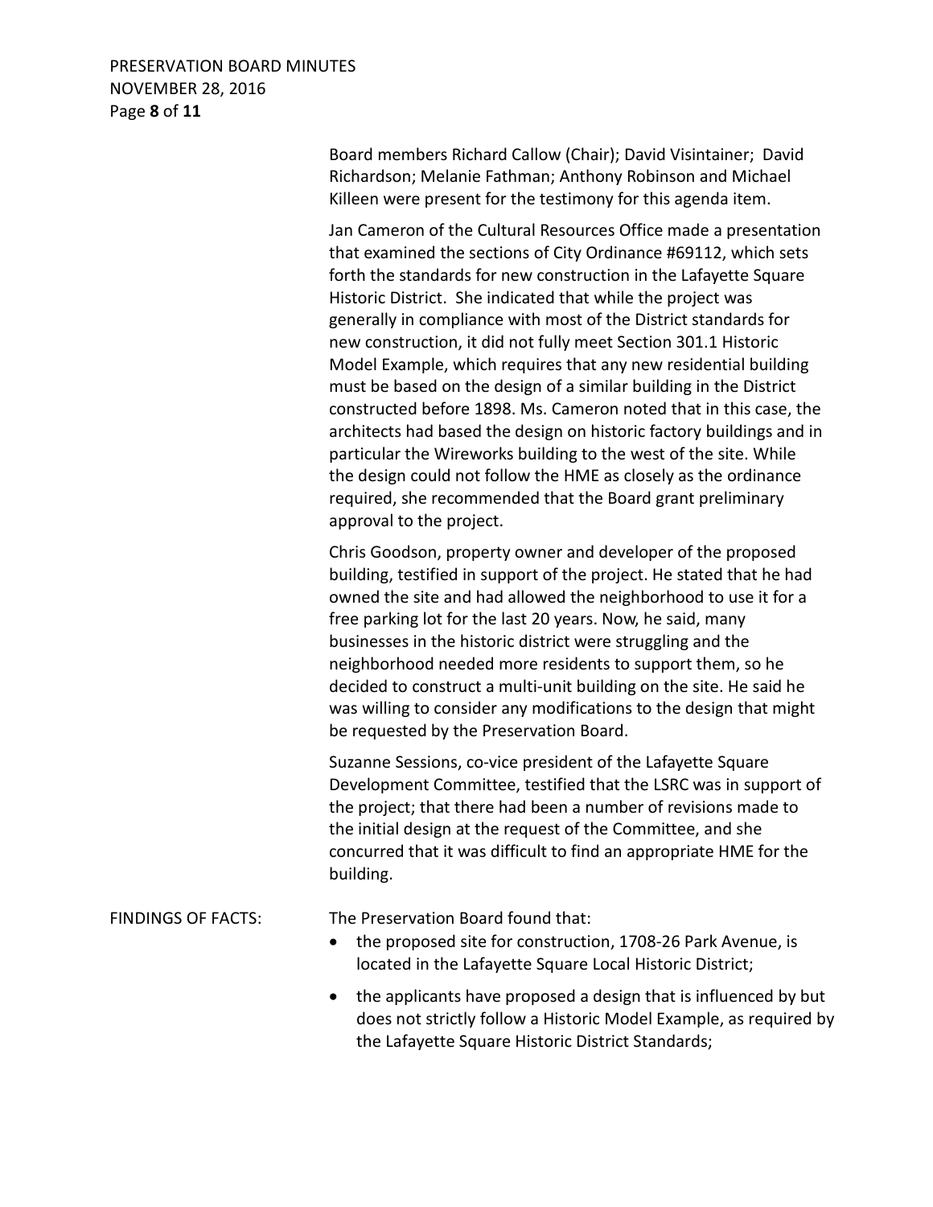Board members Richard Callow (Chair); David Visintainer; David Richardson; Melanie Fathman; Anthony Robinson and Michael Killeen were present for the testimony for this agenda item.

Jan Cameron of the Cultural Resources Office made a presentation that examined the sections of City Ordinance #69112, which sets forth the standards for new construction in the Lafayette Square Historic District. She indicated that while the project was generally in compliance with most of the District standards for new construction, it did not fully meet Section 301.1 Historic Model Example, which requires that any new residential building must be based on the design of a similar building in the District constructed before 1898. Ms. Cameron noted that in this case, the architects had based the design on historic factory buildings and in particular the Wireworks building to the west of the site. While the design could not follow the HME as closely as the ordinance required, she recommended that the Board grant preliminary approval to the project.

Chris Goodson, property owner and developer of the proposed building, testified in support of the project. He stated that he had owned the site and had allowed the neighborhood to use it for a free parking lot for the last 20 years. Now, he said, many businesses in the historic district were struggling and the neighborhood needed more residents to support them, so he decided to construct a multi-unit building on the site. He said he was willing to consider any modifications to the design that might be requested by the Preservation Board.

Suzanne Sessions, co-vice president of the Lafayette Square Development Committee, testified that the LSRC was in support of the project; that there had been a number of revisions made to the initial design at the request of the Committee, and she concurred that it was difficult to find an appropriate HME for the building.

FINDINGS OF FACTS: The Preservation Board found that:

- the proposed site for construction, 1708-26 Park Avenue, is located in the Lafayette Square Local Historic District;
- the applicants have proposed a design that is influenced by but does not strictly follow a Historic Model Example, as required by the Lafayette Square Historic District Standards;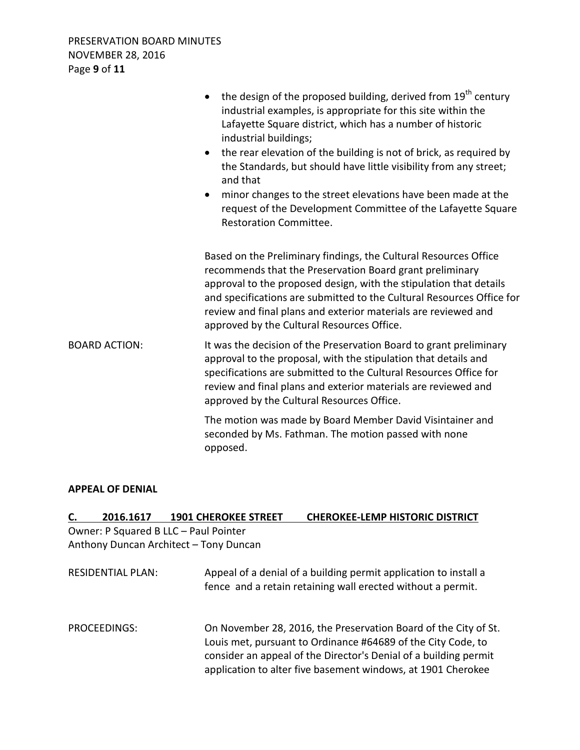- the design of the proposed building, derived from 19th century industrial examples, is appropriate for this site within the Lafayette Square district, which has a number of historic industrial buildings;
- the rear elevation of the building is not of brick, as required by the Standards, but should have little visibility from any street; and that
- minor changes to the street elevations have been made at the request of the Development Committee of the Lafayette Square Restoration Committee.

Based on the Preliminary findings, the Cultural Resources Office recommends that the Preservation Board grant preliminary approval to the proposed design, with the stipulation that details and specifications are submitted to the Cultural Resources Office for review and final plans and exterior materials are reviewed and approved by the Cultural Resources Office.

BOARD ACTION: It was the decision of the Preservation Board to grant preliminary approval to the proposal, with the stipulation that details and specifications are submitted to the Cultural Resources Office for review and final plans and exterior materials are reviewed and approved by the Cultural Resources Office.

The motion was made by Board Member David Visintainer and seconded by Ms. Fathman. The motion passed with none opposed.

**APPEAL OF DENIAL**

**C. 2016.1617 1901 CHEROKEE STREET CHEROKEE-LEMP HISTORIC DISTRICT**

Owner: P Squared B LLC – Paul Pointer
Anthony Duncan Architect – Tony Duncan

RESIDENTIAL PLAN: Appeal of a denial of a building permit application to install a fence and a retain retaining wall erected without a permit.

PROCEEDINGS: On November 28, 2016, the Preservation Board of the City of St. Louis met, pursuant to Ordinance #64689 of the City Code, to consider an appeal of the Director's Denial of a building permit application to alter five basement windows, at 1901 Cherokee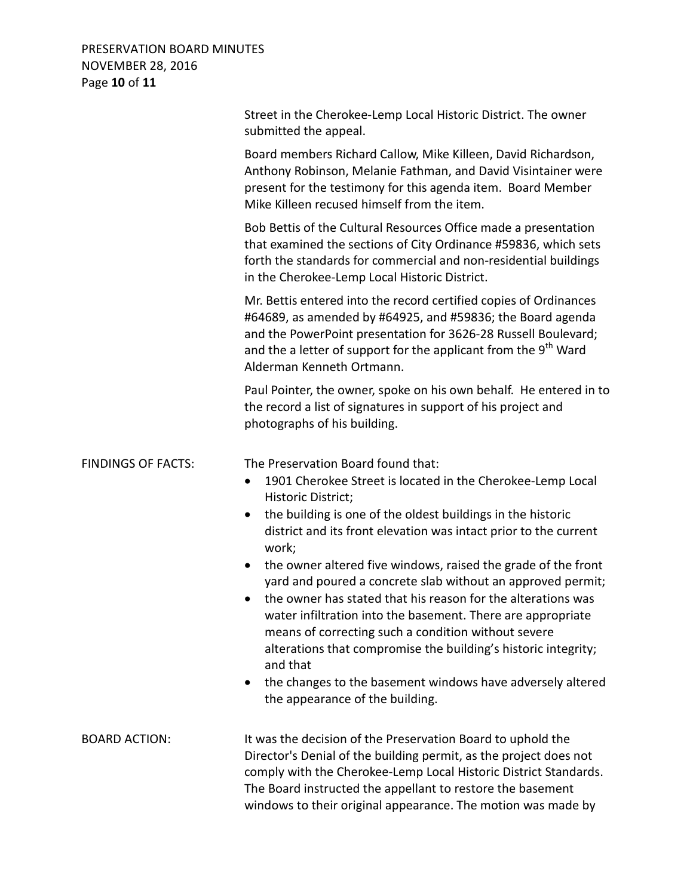Street in the Cherokee-Lemp Local Historic District. The owner submitted the appeal.

Board members Richard Callow, Mike Killeen, David Richardson, Anthony Robinson, Melanie Fathman, and David Visintainer were present for the testimony for this agenda item. Board Member Mike Killeen recused himself from the item.

Bob Bettis of the Cultural Resources Office made a presentation that examined the sections of City Ordinance #59836, which sets forth the standards for commercial and non-residential buildings in the Cherokee-Lemp Local Historic District.

Mr. Bettis entered into the record certified copies of Ordinances #64689, as amended by #64925, and #59836; the Board agenda and the PowerPoint presentation for 3626-28 Russell Boulevard; and the a letter of support for the applicant from the 9th Ward Alderman Kenneth Ortmann.

Paul Pointer, the owner, spoke on his own behalf. He entered in to the record a list of signatures in support of his project and photographs of his building.

FINDINGS OF FACTS: The Preservation Board found that:

- 1901 Cherokee Street is located in the Cherokee-Lemp Local Historic District;
- the building is one of the oldest buildings in the historic district and its front elevation was intact prior to the current work;
- the owner altered five windows, raised the grade of the front yard and poured a concrete slab without an approved permit;
- the owner has stated that his reason for the alterations was water infiltration into the basement. There are appropriate means of correcting such a condition without severe alterations that compromise the building's historic integrity; and that
- the changes to the basement windows have adversely altered the appearance of the building.

BOARD ACTION: It was the decision of the Preservation Board to uphold the Director's Denial of the building permit, as the project does not comply with the Cherokee-Lemp Local Historic District Standards. The Board instructed the appellant to restore the basement windows to their original appearance. The motion was made by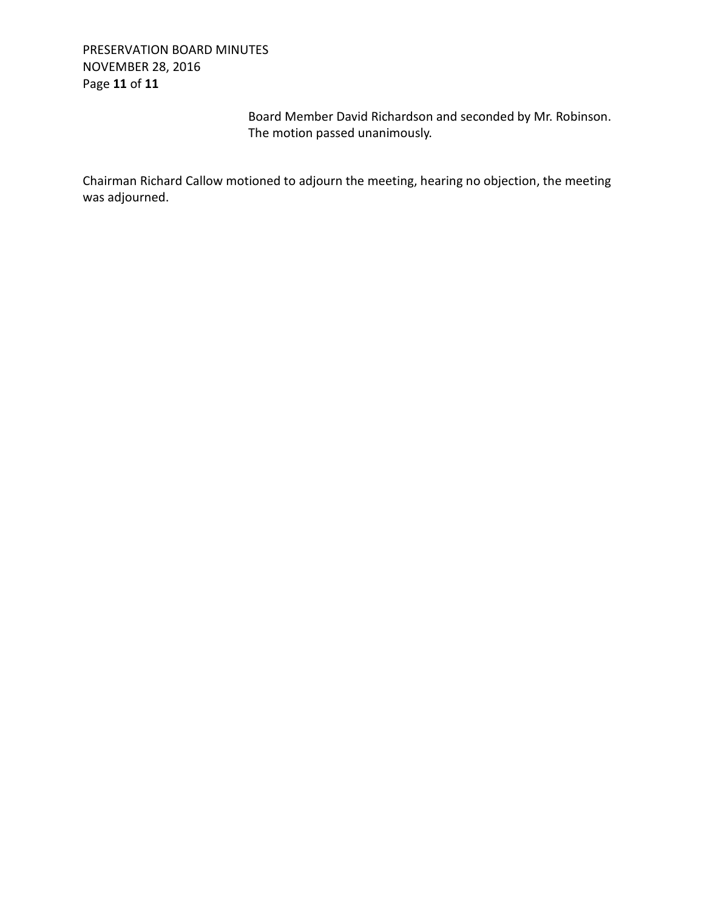Board Member David Richardson and seconded by Mr. Robinson. The motion passed unanimously.

Chairman Richard Callow motioned to adjourn the meeting, hearing no objection, the meeting was adjourned.